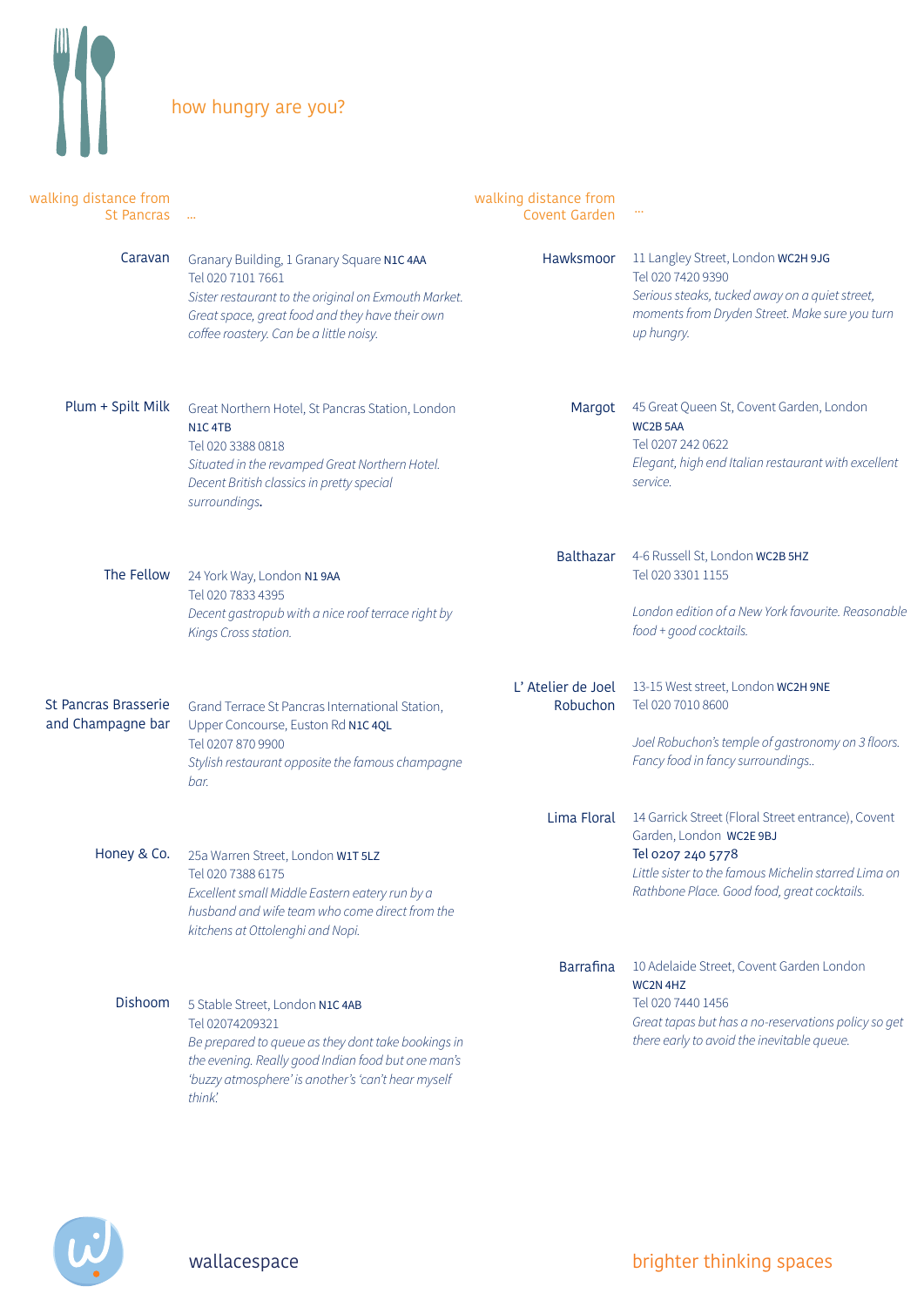# how hungry are you?

## walking distance from St Pancras …

**Caravan**

Granary Building, 1 Granary Square N1C 4AA
Tel 020 7101 7661
*Sister restaurant to the original on Exmouth Market. Great space, great food and they have their own coffee roastery. Can be a little noisy.*

**Plum + Spilt Milk**

Great Northern Hotel, St Pancras Station, London N1C 4TB
Tel 020 3388 0818
*Situated in the revamped Great Northern Hotel. Decent British classics in pretty special surroundings.*

**The Fellow**

24 York Way, London N1 9AA
Tel 020 7833 4395
*Decent gastropub with a nice roof terrace right by Kings Cross station.*

**St Pancras Brasserie and Champagne bar**

Grand Terrace St Pancras International Station, Upper Concourse, Euston Rd N1C 4QL
Tel 0207 870 9900
*Stylish restaurant opposite the famous champagne bar.*

**Honey & Co.**

25a Warren Street, London W1T 5LZ
Tel 020 7388 6175
*Excellent small Middle Eastern eatery run by a husband and wife team who come direct from the kitchens at Ottolenghi and Nopi.*

**Dishoom**

5 Stable Street, London N1C 4AB
Tel 02074209321
*Be prepared to queue as they dont take bookings in the evening. Really good Indian food but one man's 'buzzy atmosphere' is another's 'can't hear myself think'.*

## walking distance from Covent Garden …

**Hawksmoor**

11 Langley Street, London WC2H 9JG
Tel 020 7420 9390
*Serious steaks, tucked away on a quiet street, moments from Dryden Street. Make sure you turn up hungry.*

**Margot**

45 Great Queen St, Covent Garden, London WC2B 5AA
Tel 0207 242 0622
*Elegant, high end Italian restaurant with excellent service.*

**Balthazar**

4-6 Russell St, London WC2B 5HZ
Tel 020 3301 1155
*London edition of a New York favourite. Reasonable food + good cocktails.*

**L' Atelier de Joel Robuchon**

13-15 West street, London WC2H 9NE
Tel 020 7010 8600
*Joel Robuchon's temple of gastronomy on 3 floors. Fancy food in fancy surroundings..*

**Lima Floral**

14 Garrick Street (Floral Street entrance), Covent Garden, London WC2E 9BJ
Tel 0207 240 5778
*Little sister to the famous Michelin starred Lima on Rathbone Place. Good food, great cocktails.*

**Barrafina**

10 Adelaide Street, Covent Garden London WC2N 4HZ
Tel 020 7440 1456
*Great tapas but has a no-reservations policy so get there early to avoid the inevitable queue.*

wallacespace

brighter thinking spaces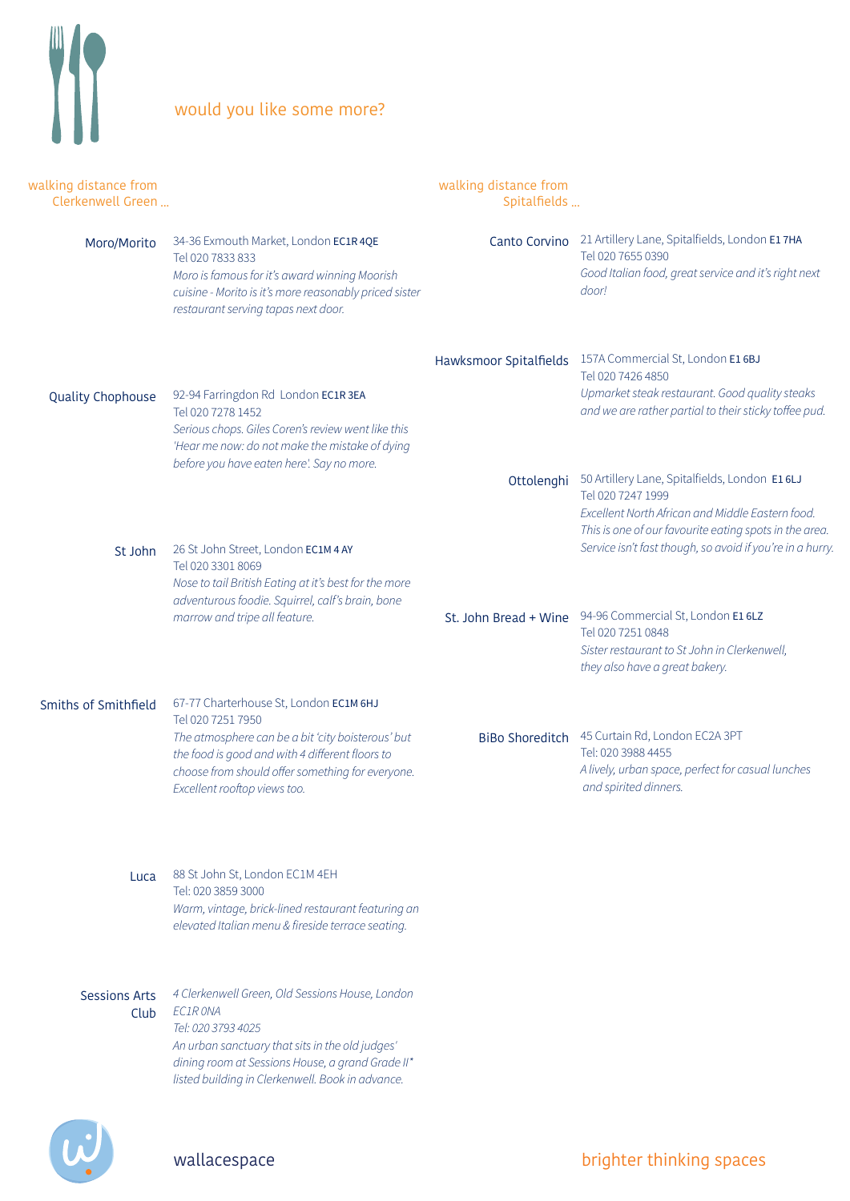## would you like some more?

### walking distance from Clerkenwell Green ...

**Moro/Morito**
34-36 Exmouth Market, London EC1R 4QE
Tel 020 7833 833
*Moro is famous for it's award winning Moorish cuisine - Morito is it's more reasonably priced sister restaurant serving tapas next door.*

**Quality Chophouse**
92-94 Farringdon Rd London EC1R 3EA
Tel 020 7278 1452
*Serious chops. Giles Coren's review went like this 'Hear me now: do not make the mistake of dying before you have eaten here'. Say no more.*

**St John**
26 St John Street, London EC1M 4 AY
Tel 020 3301 8069
*Nose to tail British Eating at it's best for the more adventurous foodie. Squirrel, calf's brain, bone marrow and tripe all feature.*

**Smiths of Smithfield**
67-77 Charterhouse St, London EC1M 6HJ
Tel 020 7251 7950
*The atmosphere can be a bit 'city boisterous' but the food is good and with 4 different floors to choose from should offer something for everyone. Excellent rooftop views too.*

**Luca**
88 St John St, London EC1M 4EH
Tel: 020 3859 3000
*Warm, vintage, brick-lined restaurant featuring an elevated Italian menu & fireside terrace seating.*

**Sessions Arts Club**
*4 Clerkenwell Green, Old Sessions House, London EC1R 0NA*
*Tel: 020 3793 4025*
*An urban sanctuary that sits in the old judges' dining room at Sessions House, a grand Grade II* listed building in Clerkenwell. Book in advance.*

### walking distance from Spitalfields ...

**Canto Corvino**
21 Artillery Lane, Spitalfields, London E1 7HA
Tel 020 7655 0390
*Good Italian food, great service and it's right next door!*

**Hawksmoor Spitalfields**
157A Commercial St, London E1 6BJ
Tel 020 7426 4850
*Upmarket steak restaurant. Good quality steaks and we are rather partial to their sticky toffee pud.*

**Ottolenghi**
50 Artillery Lane, Spitalfields, London E1 6LJ
Tel 020 7247 1999
*Excellent North African and Middle Eastern food. This is one of our favourite eating spots in the area. Service isn't fast though, so avoid if you're in a hurry.*

**St. John Bread + Wine**
94-96 Commercial St, London E1 6LZ
Tel 020 7251 0848
*Sister restaurant to St John in Clerkenwell, they also have a great bakery.*

**BiBo Shoreditch**
45 Curtain Rd, London EC2A 3PT
Tel: 020 3988 4455
*A lively, urban space, perfect for casual lunches and spirited dinners.*

wallacespace

brighter thinking spaces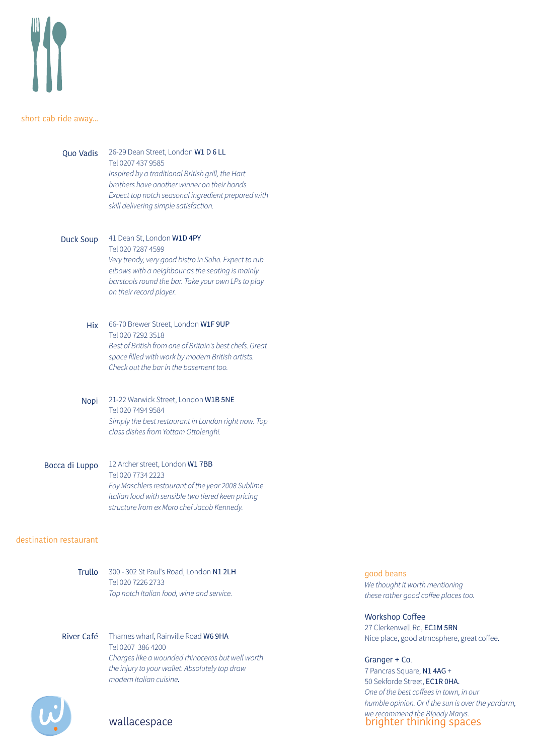short cab ride away...

**Quo Vadis**
26-29 Dean Street, London W1 D 6 LL
Tel 0207 437 9585
*Inspired by a traditional British grill, the Hart brothers have another winner on their hands. Expect top notch seasonal ingredient prepared with skill delivering simple satisfaction.*

**Duck Soup**
41 Dean St, London W1D 4PY
Tel 020 7287 4599
*Very trendy, very good bistro in Soho. Expect to rub elbows with a neighbour as the seating is mainly barstools round the bar. Take your own LPs to play on their record player.*

**Hix**
66-70 Brewer Street, London W1F 9UP
Tel 020 7292 3518
*Best of British from one of Britain's best chefs. Great space filled with work by modern British artists. Check out the bar in the basement too.*

**Nopi**
21-22 Warwick Street, London W1B 5NE
Tel 020 7494 9584
*Simply the best restaurant in London right now. Top class dishes from Yottam Ottolenghi.*

**Bocca di Luppo**
12 Archer street, London W1 7BB
Tel 020 7734 2223
*Fay Maschlers restaurant of the year 2008 Sublime Italian food with sensible two tiered keen pricing structure from ex Moro chef Jacob Kennedy.*

destination restaurant

**Trullo**
300 - 302 St Paul's Road, London N1 2LH
Tel 020 7226 2733
*Top notch Italian food, wine and service.*

**River Café**
Thames wharf, Rainville Road W6 9HA
Tel 0207 386 4200
*Charges like a wounded rhinoceros but well worth the injury to your wallet. Absolutely top draw modern Italian cuisine.*

good beans

*We thought it worth mentioning these rather good coffee places too.*

**Workshop Coffee**
27 Clerkenwell Rd, EC1M 5RN
Nice place, good atmosphere, great coffee.

**Granger + Co.**
7 Pancras Square, N1 4AG +
50 Sekforde Street, EC1R 0HA.
*One of the best coffees in town, in our humble opinion. Or if the sun is over the yardarm, we recommend the Bloody Marys.*

wallacespace

brighter thinking spaces